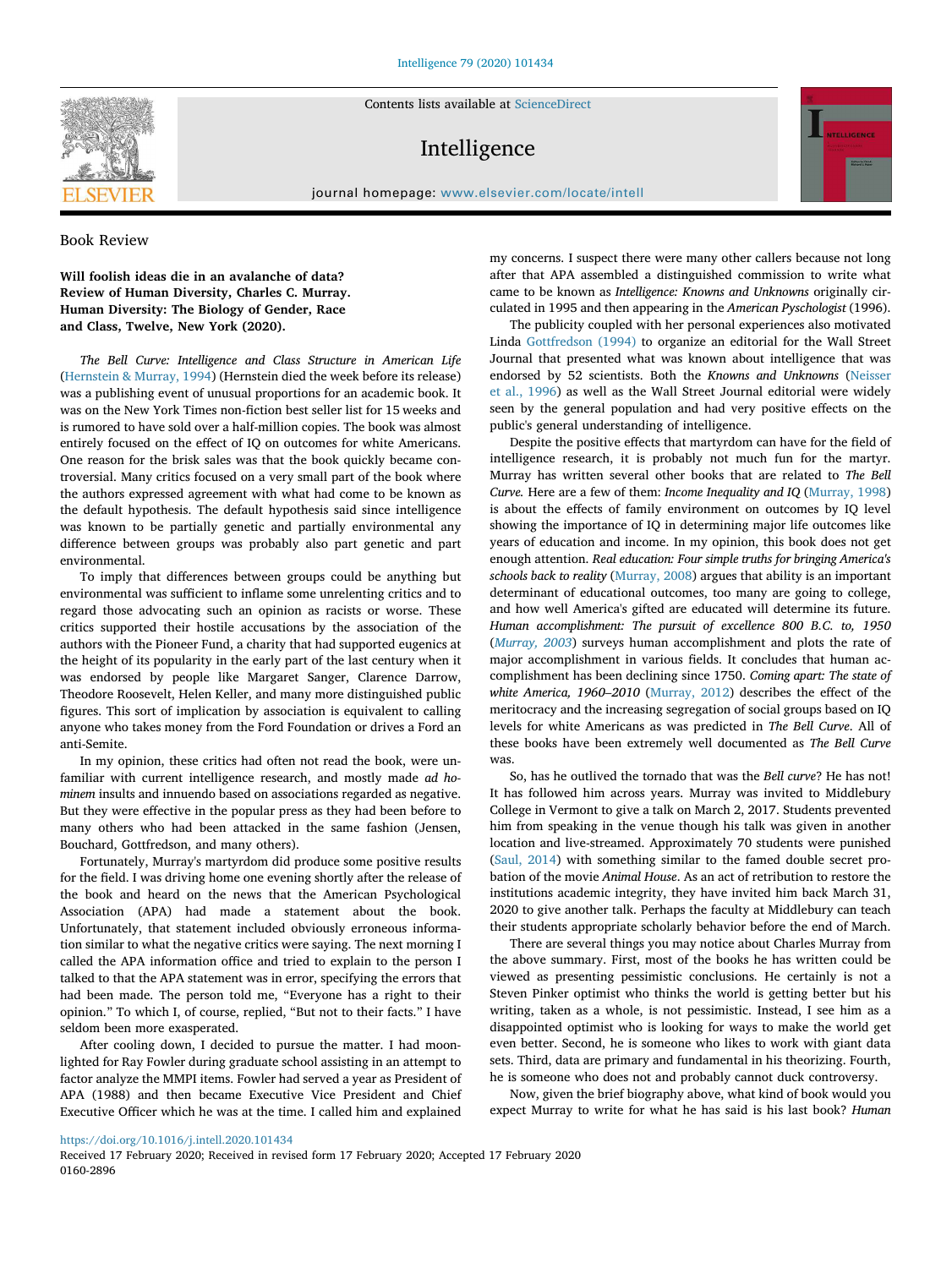Book Review

**Will foolish ideas die in an avalanche of data? Review of Human Diversity, Charles C. Murray. Human Diversity: The Biology of Gender, Race and Class, Twelve, New York (2020).**

*The Bell Curve: Intelligence and Class Structure in American Life* (Hernstein & Murray, 1994) (Hernstein died the week before its release) was a publishing event of unusual proportions for an academic book. It was on the New York Times non-fiction best seller list for 15 weeks and is rumored to have sold over a half-million copies. The book was almost entirely focused on the effect of IQ on outcomes for white Americans. One reason for the brisk sales was that the book quickly became controversial. Many critics focused on a very small part of the book where the authors expressed agreement with what had come to be known as the default hypothesis. The default hypothesis said since intelligence was known to be partially genetic and partially environmental any difference between groups was probably also part genetic and part environmental.

To imply that differences between groups could be anything but environmental was sufficient to inflame some unrelenting critics and to regard those advocating such an opinion as racists or worse. These critics supported their hostile accusations by the association of the authors with the Pioneer Fund, a charity that had supported eugenics at the height of its popularity in the early part of the last century when it was endorsed by people like Margaret Sanger, Clarence Darrow, Theodore Roosevelt, Helen Keller, and many more distinguished public figures. This sort of implication by association is equivalent to calling anyone who takes money from the Ford Foundation or drives a Ford an anti-Semite.

In my opinion, these critics had often not read the book, were unfamiliar with current intelligence research, and mostly made *ad hominem* insults and innuendo based on associations regarded as negative. But they were effective in the popular press as they had been before to many others who had been attacked in the same fashion (Jensen, Bouchard, Gottfredson, and many others).

Fortunately, Murray's martyrdom did produce some positive results for the field. I was driving home one evening shortly after the release of the book and heard on the news that the American Psychological Association (APA) had made a statement about the book. Unfortunately, that statement included obviously erroneous information similar to what the negative critics were saying. The next morning I called the APA information office and tried to explain to the person I talked to that the APA statement was in error, specifying the errors that had been made. The person told me, "Everyone has a right to their opinion." To which I, of course, replied, "But not to their facts." I have seldom been more exasperated.

After cooling down, I decided to pursue the matter. I had moonlighted for Ray Fowler during graduate school assisting in an attempt to factor analyze the MMPI items. Fowler had served a year as President of APA (1988) and then became Executive Vice President and Chief Executive Officer which he was at the time. I called him and explained my concerns. I suspect there were many other callers because not long after that APA assembled a distinguished commission to write what came to be known as *Intelligence: Knowns and Unknowns* originally circulated in 1995 and then appearing in the *American Psychologist* (1996).

The publicity coupled with her personal experiences also motivated Linda Gottfredson (1994) to organize an editorial for the Wall Street Journal that presented what was known about intelligence that was endorsed by 52 scientists. Both the *Knowns and Unknowns* (Neisser et al., 1996) as well as the Wall Street Journal editorial were widely seen by the general population and had very positive effects on the public's general understanding of intelligence.

Despite the positive effects that martyrdom can have for the field of intelligence research, it is probably not much fun for the martyr. Murray has written several other books that are related to *The Bell Curve.* Here are a few of them: *Income Inequality and IQ* (Murray, 1998) is about the effects of family environment on outcomes by IQ level showing the importance of IQ in determining major life outcomes like years of education and income. In my opinion, this book does not get enough attention. *Real education: Four simple truths for bringing America's schools back to reality* (Murray, 2008) argues that ability is an important determinant of educational outcomes, too many are going to college, and how well America's gifted are educated will determine its future. *Human accomplishment: The pursuit of excellence 800 B.C. to, 1950* (*Murray, 2003*) surveys human accomplishment and plots the rate of major accomplishment in various fields. It concludes that human accomplishment has been declining since 1750. *Coming apart: The state of white America, 1960–2010* (Murray, 2012) describes the effect of the meritocracy and the increasing segregation of social groups based on IQ levels for white Americans as was predicted in *The Bell Curve*. All of these books have been extremely well documented as *The Bell Curve* was.

So, has he outlived the tornado that was the *Bell curve*? He has not! It has followed him across years. Murray was invited to Middlebury College in Vermont to give a talk on March 2, 2017. Students prevented him from speaking in the venue though his talk was given in another location and live-streamed. Approximately 70 students were punished (Saul, 2014) with something similar to the famed double secret probation of the movie *Animal House*. As an act of retribution to restore the institutions academic integrity, they have invited him back March 31, 2020 to give another talk. Perhaps the faculty at Middlebury can teach their students appropriate scholarly behavior before the end of March.

There are several things you may notice about Charles Murray from the above summary. First, most of the books he has written could be viewed as presenting pessimistic conclusions. He certainly is not a Steven Pinker optimist who thinks the world is getting better but his writing, taken as a whole, is not pessimistic. Instead, I see him as a disappointed optimist who is looking for ways to make the world get even better. Second, he is someone who likes to work with giant data sets. Third, data are primary and fundamental in his theorizing. Fourth, he is someone who does not and probably cannot duck controversy.

Now, given the brief biography above, what kind of book would you expect Murray to write for what he has said is his last book? *Human*

https://doi.org/10.1016/j.intell.2020.101434
Received 17 February 2020; Received in revised form 17 February 2020; Accepted 17 February 2020
0160-2896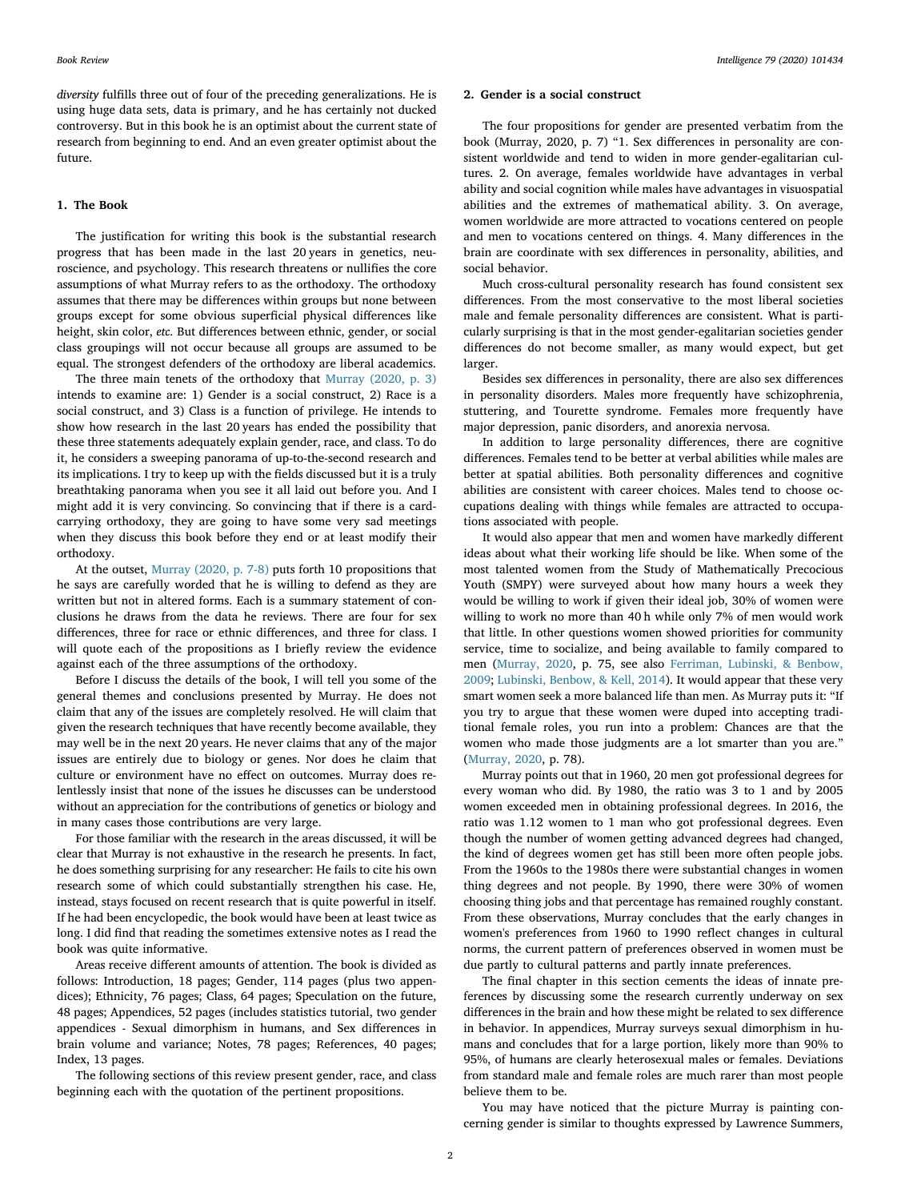*diversity* fulfills three out of four of the preceding generalizations. He is using huge data sets, data is primary, and he has certainly not ducked controversy. But in this book he is an optimist about the current state of research from beginning to end. And an even greater optimist about the future.

## 1. The Book

The justification for writing this book is the substantial research progress that has been made in the last 20 years in genetics, neuroscience, and psychology. This research threatens or nullifies the core assumptions of what Murray refers to as the orthodoxy. The orthodoxy assumes that there may be differences within groups but none between groups except for some obvious superficial physical differences like height, skin color, *etc.* But differences between ethnic, gender, or social class groupings will not occur because all groups are assumed to be equal. The strongest defenders of the orthodoxy are liberal academics.

The three main tenets of the orthodoxy that Murray (2020, p. 3) intends to examine are: 1) Gender is a social construct, 2) Race is a social construct, and 3) Class is a function of privilege. He intends to show how research in the last 20 years has ended the possibility that these three statements adequately explain gender, race, and class. To do it, he considers a sweeping panorama of up-to-the-second research and its implications. I try to keep up with the fields discussed but it is a truly breathtaking panorama when you see it all laid out before you. And I might add it is very convincing. So convincing that if there is a card-carrying orthodoxy, they are going to have some very sad meetings when they discuss this book before they end or at least modify their orthodoxy.

At the outset, Murray (2020, p. 7-8) puts forth 10 propositions that he says are carefully worded that he is willing to defend as they are written but not in altered forms. Each is a summary statement of conclusions he draws from the data he reviews. There are four for sex differences, three for race or ethnic differences, and three for class. I will quote each of the propositions as I briefly review the evidence against each of the three assumptions of the orthodoxy.

Before I discuss the details of the book, I will tell you some of the general themes and conclusions presented by Murray. He does not claim that any of the issues are completely resolved. He will claim that given the research techniques that have recently become available, they may well be in the next 20 years. He never claims that any of the major issues are entirely due to biology or genes. Nor does he claim that culture or environment have no effect on outcomes. Murray does relentlessly insist that none of the issues he discusses can be understood without an appreciation for the contributions of genetics or biology and in many cases those contributions are very large.

For those familiar with the research in the areas discussed, it will be clear that Murray is not exhaustive in the research he presents. In fact, he does something surprising for any researcher: He fails to cite his own research some of which could substantially strengthen his case. He, instead, stays focused on recent research that is quite powerful in itself. If he had been encyclopedic, the book would have been at least twice as long. I did find that reading the sometimes extensive notes as I read the book was quite informative.

Areas receive different amounts of attention. The book is divided as follows: Introduction, 18 pages; Gender, 114 pages (plus two appendices); Ethnicity, 76 pages; Class, 64 pages; Speculation on the future, 48 pages; Appendices, 52 pages (includes statistics tutorial, two gender appendices - Sexual dimorphism in humans, and Sex differences in brain volume and variance; Notes, 78 pages; References, 40 pages; Index, 13 pages.

The following sections of this review present gender, race, and class beginning each with the quotation of the pertinent propositions.

## 2. Gender is a social construct

The four propositions for gender are presented verbatim from the book (Murray, 2020, p. 7) "1. Sex differences in personality are consistent worldwide and tend to widen in more gender-egalitarian cultures. 2. On average, females worldwide have advantages in verbal ability and social cognition while males have advantages in visuospatial abilities and the extremes of mathematical ability. 3. On average, women worldwide are more attracted to vocations centered on people and men to vocations centered on things. 4. Many differences in the brain are coordinate with sex differences in personality, abilities, and social behavior.

Much cross-cultural personality research has found consistent sex differences. From the most conservative to the most liberal societies male and female personality differences are consistent. What is particularly surprising is that in the most gender-egalitarian societies gender differences do not become smaller, as many would expect, but get larger.

Besides sex differences in personality, there are also sex differences in personality disorders. Males more frequently have schizophrenia, stuttering, and Tourette syndrome. Females more frequently have major depression, panic disorders, and anorexia nervosa.

In addition to large personality differences, there are cognitive differences. Females tend to be better at verbal abilities while males are better at spatial abilities. Both personality differences and cognitive abilities are consistent with career choices. Males tend to choose occupations dealing with things while females are attracted to occupations associated with people.

It would also appear that men and women have markedly different ideas about what their working life should be like. When some of the most talented women from the Study of Mathematically Precocious Youth (SMPY) were surveyed about how many hours a week they would be willing to work if given their ideal job, 30% of women were willing to work no more than 40 h while only 7% of men would work that little. In other questions women showed priorities for community service, time to socialize, and being available to family compared to men (Murray, 2020, p. 75, see also Ferriman, Lubinski, & Benbow, 2009; Lubinski, Benbow, & Kell, 2014). It would appear that these very smart women seek a more balanced life than men. As Murray puts it: "If you try to argue that these women were duped into accepting traditional female roles, you run into a problem: Chances are that the women who made those judgments are a lot smarter than you are." (Murray, 2020, p. 78).

Murray points out that in 1960, 20 men got professional degrees for every woman who did. By 1980, the ratio was 3 to 1 and by 2005 women exceeded men in obtaining professional degrees. In 2016, the ratio was 1.12 women to 1 man who got professional degrees. Even though the number of women getting advanced degrees had changed, the kind of degrees women get has still been more often people jobs. From the 1960s to the 1980s there were substantial changes in women thing degrees and not people. By 1990, there were 30% of women choosing thing jobs and that percentage has remained roughly constant. From these observations, Murray concludes that the early changes in women's preferences from 1960 to 1990 reflect changes in cultural norms, the current pattern of preferences observed in women must be due partly to cultural patterns and partly innate preferences.

The final chapter in this section cements the ideas of innate preferences by discussing some the research currently underway on sex differences in the brain and how these might be related to sex difference in behavior. In appendices, Murray surveys sexual dimorphism in humans and concludes that for a large portion, likely more than 90% to 95%, of humans are clearly heterosexual males or females. Deviations from standard male and female roles are much rarer than most people believe them to be.

You may have noticed that the picture Murray is painting concerning gender is similar to thoughts expressed by Lawrence Summers,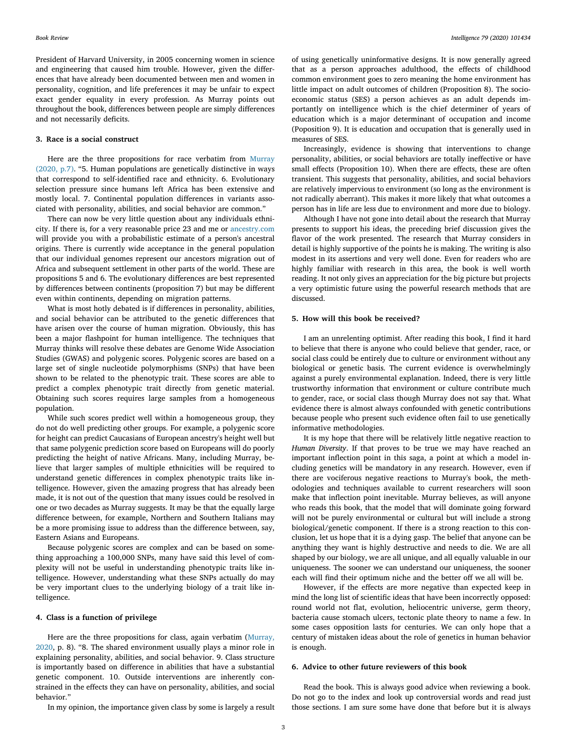President of Harvard University, in 2005 concerning women in science and engineering that caused him trouble. However, given the differences that have already been documented between men and women in personality, cognition, and life preferences it may be unfair to expect exact gender equality in every profession. As Murray points out throughout the book, differences between people are simply differences and not necessarily deficits.

## 3. Race is a social construct

Here are the three propositions for race verbatim from Murray (2020, p.7). "5. Human populations are genetically distinctive in ways that correspond to self-identified race and ethnicity. 6. Evolutionary selection pressure since humans left Africa has been extensive and mostly local. 7. Continental population differences in variants associated with personality, abilities, and social behavior are common."

There can now be very little question about any individuals ethnicity. If there is, for a very reasonable price 23 and me or ancestry.com will provide you with a probabilistic estimate of a person's ancestral origins. There is currently wide acceptance in the general population that our individual genomes represent our ancestors migration out of Africa and subsequent settlement in other parts of the world. These are propositions 5 and 6. The evolutionary differences are best represented by differences between continents (proposition 7) but may be different even within continents, depending on migration patterns.

What is most hotly debated is if differences in personality, abilities, and social behavior can be attributed to the genetic differences that have arisen over the course of human migration. Obviously, this has been a major flashpoint for human intelligence. The techniques that Murray thinks will resolve these debates are Genome Wide Association Studies (GWAS) and polygenic scores. Polygenic scores are based on a large set of single nucleotide polymorphisms (SNPs) that have been shown to be related to the phenotypic trait. These scores are able to predict a complex phenotypic trait directly from genetic material. Obtaining such scores requires large samples from a homogeneous population.

While such scores predict well within a homogeneous group, they do not do well predicting other groups. For example, a polygenic score for height can predict Caucasians of European ancestry's height well but that same polygenic prediction score based on Europeans will do poorly predicting the height of native Africans. Many, including Murray, believe that larger samples of multiple ethnicities will be required to understand genetic differences in complex phenotypic traits like intelligence. However, given the amazing progress that has already been made, it is not out of the question that many issues could be resolved in one or two decades as Murray suggests. It may be that the equally large difference between, for example, Northern and Southern Italians may be a more promising issue to address than the difference between, say, Eastern Asians and Europeans.

Because polygenic scores are complex and can be based on something approaching a 100,000 SNPs, many have said this level of complexity will not be useful in understanding phenotypic traits like intelligence. However, understanding what these SNPs actually do may be very important clues to the underlying biology of a trait like intelligence.

## 4. Class is a function of privilege

Here are the three propositions for class, again verbatim (Murray, 2020, p. 8). "8. The shared environment usually plays a minor role in explaining personality, abilities, and social behavior. 9. Class structure is importantly based on difference in abilities that have a substantial genetic component. 10. Outside interventions are inherently constrained in the effects they can have on personality, abilities, and social behavior."

In my opinion, the importance given class by some is largely a result of using genetically uninformative designs. It is now generally agreed that as a person approaches adulthood, the effects of childhood common environment goes to zero meaning the home environment has little impact on adult outcomes of children (Proposition 8). The socioeconomic status (SES) a person achieves as an adult depends importantly on intelligence which is the chief determiner of years of education which is a major determinant of occupation and income (Poposition 9). It is education and occupation that is generally used in measures of SES.

Increasingly, evidence is showing that interventions to change personality, abilities, or social behaviors are totally ineffective or have small effects (Proposition 10). When there are effects, these are often transient. This suggests that personality, abilities, and social behaviors are relatively impervious to environment (so long as the environment is not radically aberrant). This makes it more likely that what outcomes a person has in life are less due to environment and more due to biology.

Although I have not gone into detail about the research that Murray presents to support his ideas, the preceding brief discussion gives the flavor of the work presented. The research that Murray considers in detail is highly supportive of the points he is making. The writing is also modest in its assertions and very well done. Even for readers who are highly familiar with research in this area, the book is well worth reading. It not only gives an appreciation for the big picture but projects a very optimistic future using the powerful research methods that are discussed.

## 5. How will this book be received?

I am an unrelenting optimist. After reading this book, I find it hard to believe that there is anyone who could believe that gender, race, or social class could be entirely due to culture or environment without any biological or genetic basis. The current evidence is overwhelmingly against a purely environmental explanation. Indeed, there is very little trustworthy information that environment or culture contribute much to gender, race, or social class though Murray does not say that. What evidence there is almost always confounded with genetic contributions because people who present such evidence often fail to use genetically informative methodologies.

It is my hope that there will be relatively little negative reaction to *Human Diversity*. If that proves to be true we may have reached an important inflection point in this saga, a point at which a model including genetics will be mandatory in any research. However, even if there are vociferous negative reactions to Murray's book, the methodologies and techniques available to current researchers will soon make that inflection point inevitable. Murray believes, as will anyone who reads this book, that the model that will dominate going forward will not be purely environmental or cultural but will include a strong biological/genetic component. If there is a strong reaction to this conclusion, let us hope that it is a dying gasp. The belief that anyone can be anything they want is highly destructive and needs to die. We are all shaped by our biology, we are all unique, and all equally valuable in our uniqueness. The sooner we can understand our uniqueness, the sooner each will find their optimum niche and the better off we all will be.

However, if the effects are more negative than expected keep in mind the long list of scientific ideas that have been incorrectly opposed: round world not flat, evolution, heliocentric universe, germ theory, bacteria cause stomach ulcers, tectonic plate theory to name a few. In some cases opposition lasts for centuries. We can only hope that a century of mistaken ideas about the role of genetics in human behavior is enough.

## 6. Advice to other future reviewers of this book

Read the book. This is always good advice when reviewing a book. Do not go to the index and look up controversial words and read just those sections. I am sure some have done that before but it is always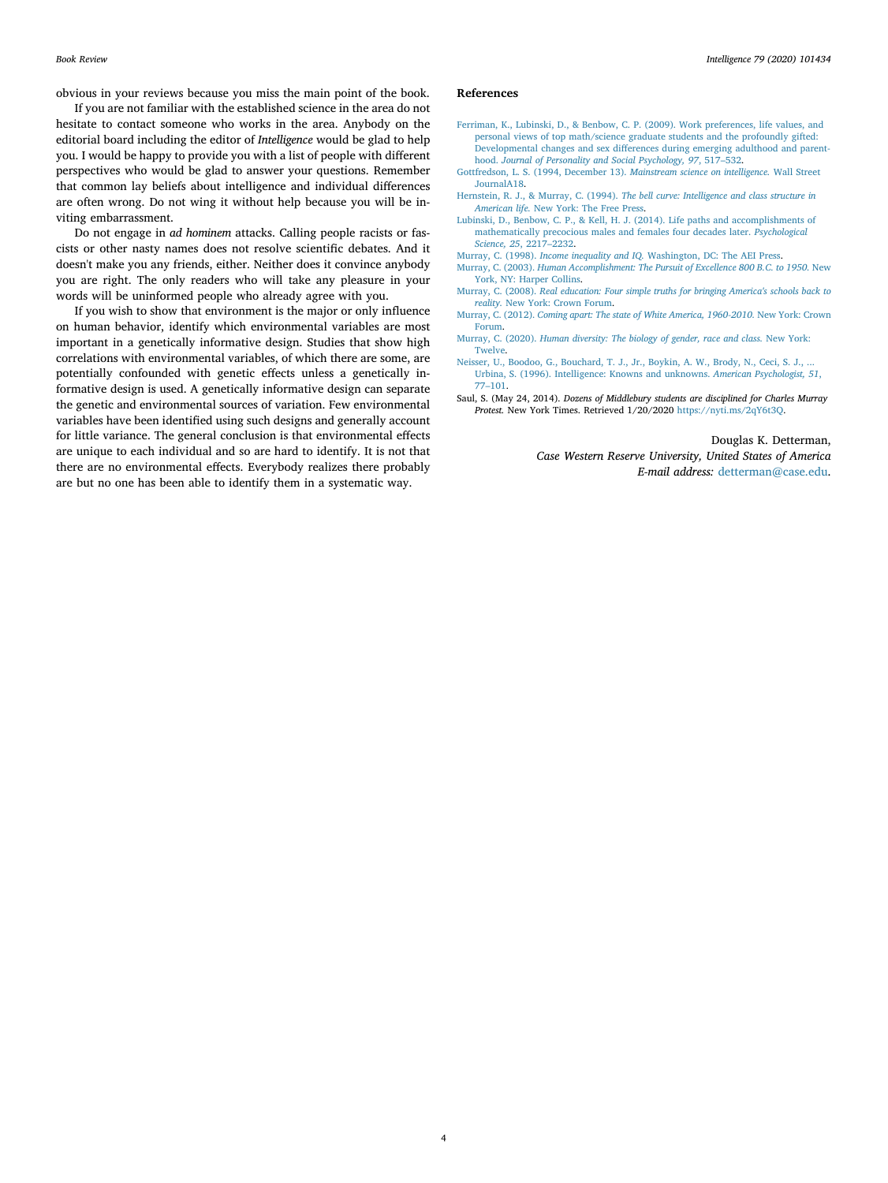obvious in your reviews because you miss the main point of the book.

If you are not familiar with the established science in the area do not hesitate to contact someone who works in the area. Anybody on the editorial board including the editor of *Intelligence* would be glad to help you. I would be happy to provide you with a list of people with different perspectives who would be glad to answer your questions. Remember that common lay beliefs about intelligence and individual differences are often wrong. Do not wing it without help because you will be inviting embarrassment.

Do not engage in *ad hominem* attacks. Calling people racists or fascists or other nasty names does not resolve scientific debates. And it doesn't make you any friends, either. Neither does it convince anybody you are right. The only readers who will take any pleasure in your words will be uninformed people who already agree with you.

If you wish to show that environment is the major or only influence on human behavior, identify which environmental variables are most important in a genetically informative design. Studies that show high correlations with environmental variables, of which there are some, are potentially confounded with genetic effects unless a genetically informative design is used. A genetically informative design can separate the genetic and environmental sources of variation. Few environmental variables have been identified using such designs and generally account for little variance. The general conclusion is that environmental effects are unique to each individual and so are hard to identify. It is not that there are no environmental effects. Everybody realizes there probably are but no one has been able to identify them in a systematic way.

## References

Ferriman, K., Lubinski, D., & Benbow, C. P. (2009). Work preferences, life values, and personal views of top math/science graduate students and the profoundly gifted: Developmental changes and sex differences during emerging adulthood and parenthood. *Journal of Personality and Social Psychology, 97*, 517–532.

Gottfredson, L. S. (1994, December 13). *Mainstream science on intelligence.* Wall Street JournalA18.

Hernstein, R. J., & Murray, C. (1994). *The bell curve: Intelligence and class structure in American life.* New York: The Free Press.

Lubinski, D., Benbow, C. P., & Kell, H. J. (2014). Life paths and accomplishments of mathematically precocious males and females four decades later. *Psychological Science, 25*, 2217–2232.

Murray, C. (1998). *Income inequality and IQ.* Washington, DC: The AEI Press.

Murray, C. (2003). *Human Accomplishment: The Pursuit of Excellence 800 B.C. to 1950.* New York, NY: Harper Collins.

Murray, C. (2008). *Real education: Four simple truths for bringing America's schools back to reality.* New York: Crown Forum.

Murray, C. (2012). *Coming apart: The state of White America, 1960-2010.* New York: Crown Forum.

Murray, C. (2020). *Human diversity: The biology of gender, race and class.* New York: Twelve.

Neisser, U., Boodoo, G., Bouchard, T. J., Jr., Boykin, A. W., Brody, N., Ceci, S. J., ... Urbina, S. (1996). Intelligence: Knowns and unknowns. *American Psychologist, 51*, 77–101.

Saul, S. (May 24, 2014). *Dozens of Middlebury students are disciplined for Charles Murray Protest.* New York Times. Retrieved 1/20/2020 https://nyti.ms/2qY6t3Q.

Douglas K. Detterman,
*Case Western Reserve University, United States of America*
*E-mail address:* detterman@case.edu.